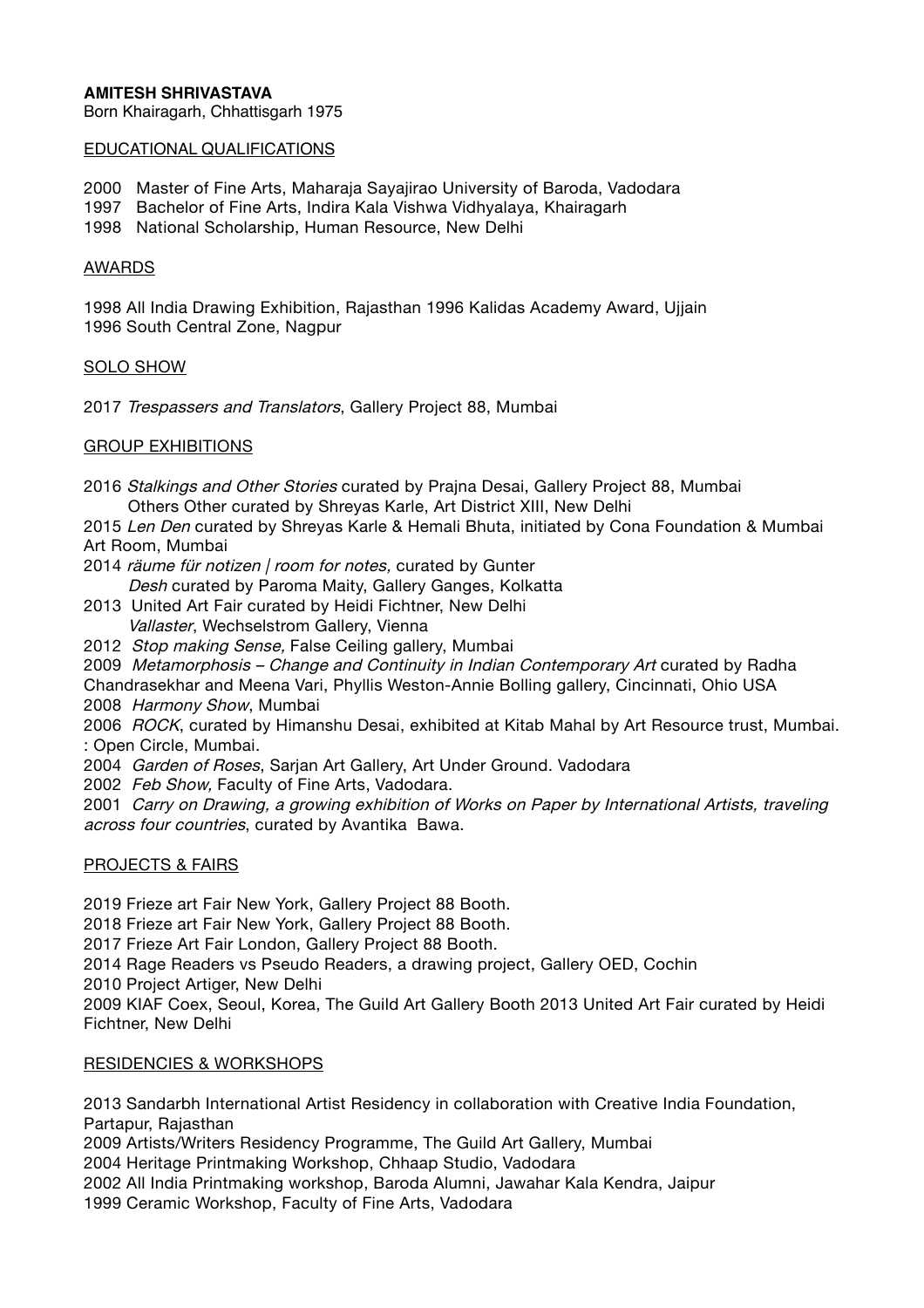**AMITESH SHRIVASTAVA**
Born Khairagarh, Chhattisgarh 1975

## EDUCATIONAL QUALIFICATIONS

2000 Master of Fine Arts, Maharaja Sayajirao University of Baroda, Vadodara
1997 Bachelor of Fine Arts, Indira Kala Vishwa Vidhyalaya, Khairagarh
1998 National Scholarship, Human Resource, New Delhi

## AWARDS

1998 All India Drawing Exhibition, Rajasthan 1996 Kalidas Academy Award, Ujjain
1996 South Central Zone, Nagpur

## SOLO SHOW

2017 *Trespassers and Translators*, Gallery Project 88, Mumbai

## GROUP EXHIBITIONS

2016 *Stalkings and Other Stories* curated by Prajna Desai, Gallery Project 88, Mumbai
Others Other curated by Shreyas Karle, Art District XIII, New Delhi
2015 *Len Den* curated by Shreyas Karle & Hemali Bhuta, initiated by Cona Foundation & Mumbai Art Room, Mumbai
2014 *räume für notizen | room for notes,* curated by Gunter
*Desh* curated by Paroma Maity, Gallery Ganges, Kolkatta
2013 United Art Fair curated by Heidi Fichtner, New Delhi
*Vallaster*, Wechselstrom Gallery, Vienna
2012 *Stop making Sense,* False Ceiling gallery, Mumbai
2009 *Metamorphosis – Change and Continuity in Indian Contemporary Art* curated by Radha Chandrasekhar and Meena Vari, Phyllis Weston-Annie Bolling gallery, Cincinnati, Ohio USA
2008 *Harmony Show*, Mumbai
2006 *ROCK*, curated by Himanshu Desai, exhibited at Kitab Mahal by Art Resource trust, Mumbai.
: Open Circle, Mumbai.
2004 *Garden of Roses*, Sarjan Art Gallery, Art Under Ground. Vadodara
2002 *Feb Show,* Faculty of Fine Arts, Vadodara.
2001 *Carry on Drawing, a growing exhibition of Works on Paper by International Artists, traveling across four countries*, curated by Avantika Bawa.

## PROJECTS & FAIRS

2019 Frieze art Fair New York, Gallery Project 88 Booth.
2018 Frieze art Fair New York, Gallery Project 88 Booth.
2017 Frieze Art Fair London, Gallery Project 88 Booth.
2014 Rage Readers vs Pseudo Readers, a drawing project, Gallery OED, Cochin
2010 Project Artiger, New Delhi
2009 KIAF Coex, Seoul, Korea, The Guild Art Gallery Booth 2013 United Art Fair curated by Heidi Fichtner, New Delhi

## RESIDENCIES & WORKSHOPS

2013 Sandarbh International Artist Residency in collaboration with Creative India Foundation, Partapur, Rajasthan
2009 Artists/Writers Residency Programme, The Guild Art Gallery, Mumbai
2004 Heritage Printmaking Workshop, Chhaap Studio, Vadodara
2002 All India Printmaking workshop, Baroda Alumni, Jawahar Kala Kendra, Jaipur
1999 Ceramic Workshop, Faculty of Fine Arts, Vadodara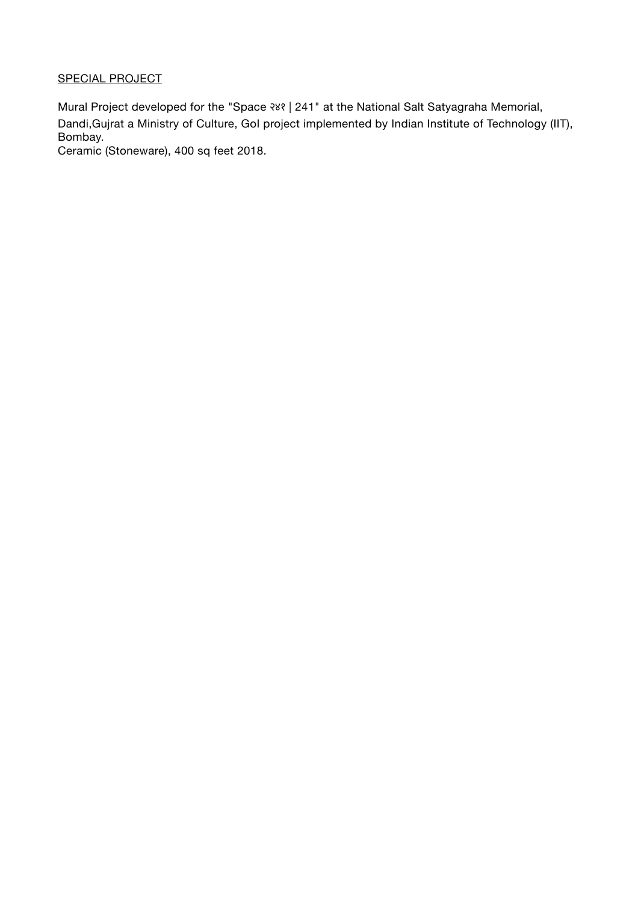<u>SPECIAL PROJECT</u>

Mural Project developed for the "Space २४१ | 241" at the National Salt Satyagraha Memorial, Dandi,Gujrat a Ministry of Culture, GoI project implemented by Indian Institute of Technology (IIT), Bombay.
Ceramic (Stoneware), 400 sq feet 2018.